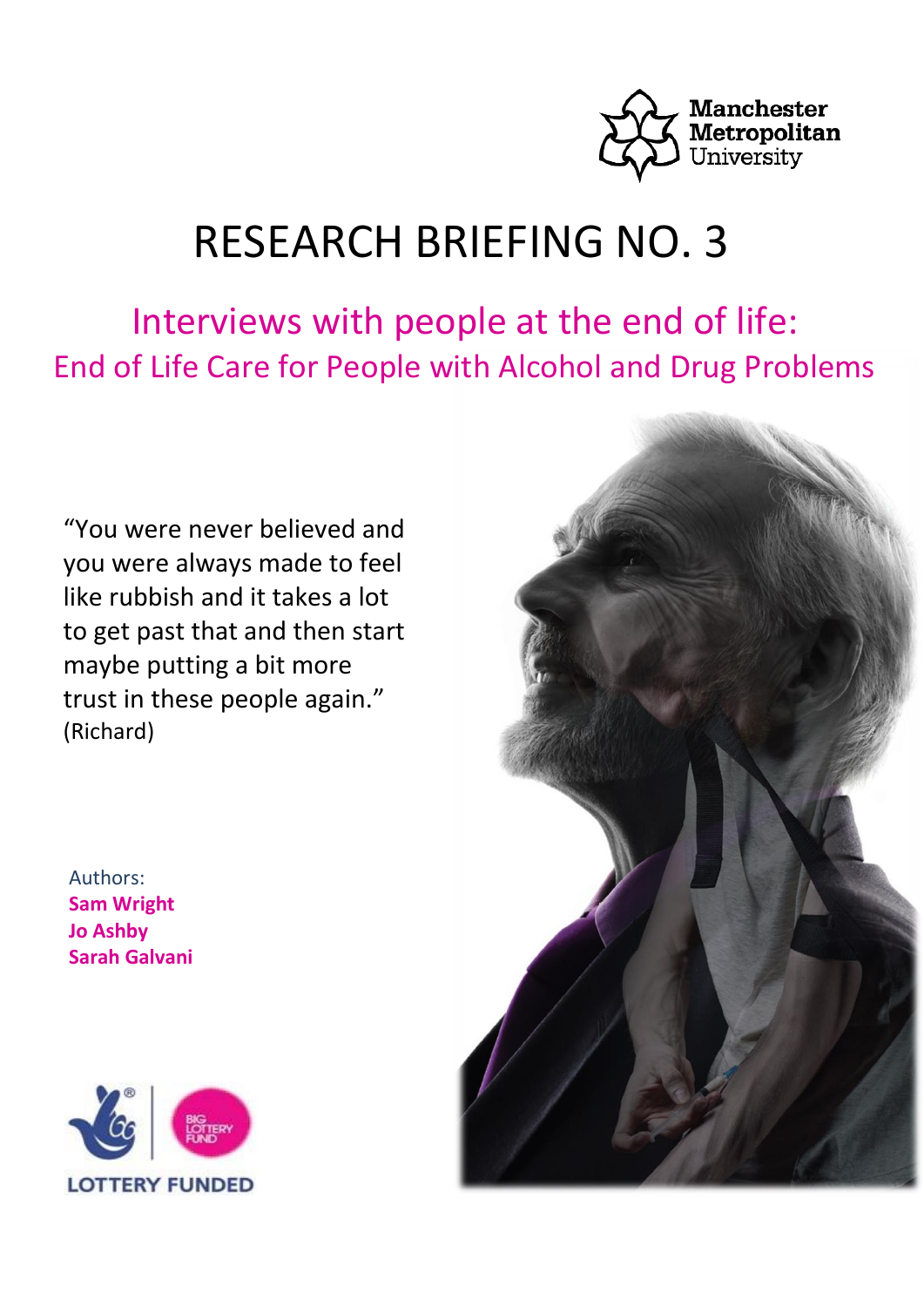Manchester Metropolitan University

# RESEARCH BRIEFING NO. 3

## Interviews with people at the end of life:
## End of Life Care for People with Alcohol and Drug Problems

"You were never believed and you were always made to feel like rubbish and it takes a lot to get past that and then start maybe putting a bit more trust in these people again."
(Richard)

Authors:
**Sam Wright**
**Jo Ashby**
**Sarah Galvani**

BIG LOTTERY FUND

LOTTERY FUNDED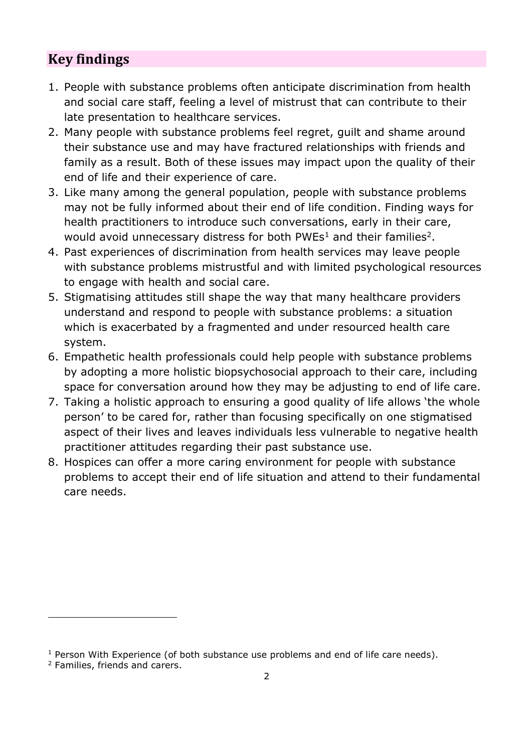## Key findings

1. People with substance problems often anticipate discrimination from health and social care staff, feeling a level of mistrust that can contribute to their late presentation to healthcare services.
2. Many people with substance problems feel regret, guilt and shame around their substance use and may have fractured relationships with friends and family as a result. Both of these issues may impact upon the quality of their end of life and their experience of care.
3. Like many among the general population, people with substance problems may not be fully informed about their end of life condition. Finding ways for health practitioners to introduce such conversations, early in their care, would avoid unnecessary distress for both PWEs[1] and their families[2].
4. Past experiences of discrimination from health services may leave people with substance problems mistrustful and with limited psychological resources to engage with health and social care.
5. Stigmatising attitudes still shape the way that many healthcare providers understand and respond to people with substance problems: a situation which is exacerbated by a fragmented and under resourced health care system.
6. Empathetic health professionals could help people with substance problems by adopting a more holistic biopsychosocial approach to their care, including space for conversation around how they may be adjusting to end of life care.
7. Taking a holistic approach to ensuring a good quality of life allows 'the whole person' to be cared for, rather than focusing specifically on one stigmatised aspect of their lives and leaves individuals less vulnerable to negative health practitioner attitudes regarding their past substance use.
8. Hospices can offer a more caring environment for people with substance problems to accept their end of life situation and attend to their fundamental care needs.

[1] Person With Experience (of both substance use problems and end of life care needs).

[2] Families, friends and carers.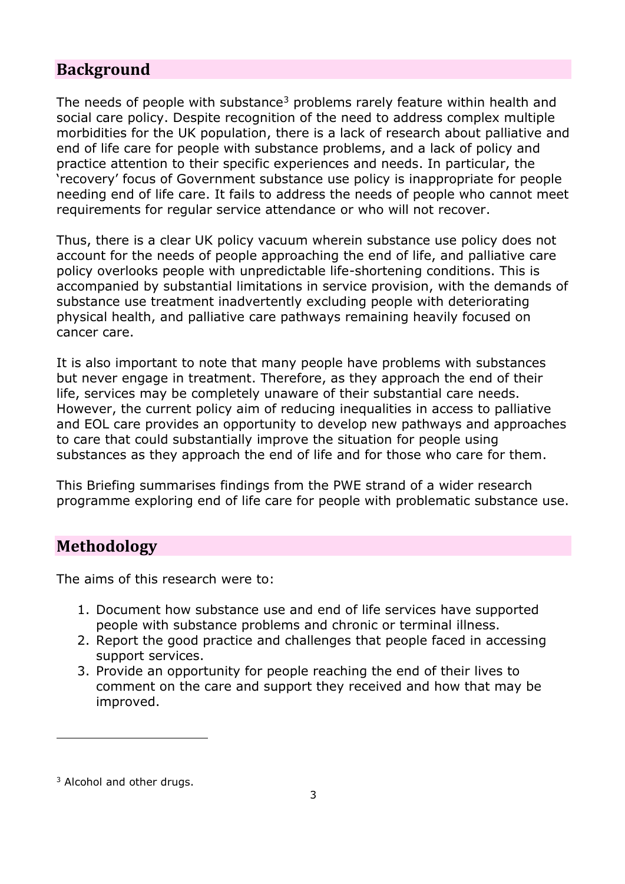## Background

The needs of people with substance[3] problems rarely feature within health and social care policy. Despite recognition of the need to address complex multiple morbidities for the UK population, there is a lack of research about palliative and end of life care for people with substance problems, and a lack of policy and practice attention to their specific experiences and needs. In particular, the 'recovery' focus of Government substance use policy is inappropriate for people needing end of life care. It fails to address the needs of people who cannot meet requirements for regular service attendance or who will not recover.

Thus, there is a clear UK policy vacuum wherein substance use policy does not account for the needs of people approaching the end of life, and palliative care policy overlooks people with unpredictable life-shortening conditions. This is accompanied by substantial limitations in service provision, with the demands of substance use treatment inadvertently excluding people with deteriorating physical health, and palliative care pathways remaining heavily focused on cancer care.

It is also important to note that many people have problems with substances but never engage in treatment. Therefore, as they approach the end of their life, services may be completely unaware of their substantial care needs. However, the current policy aim of reducing inequalities in access to palliative and EOL care provides an opportunity to develop new pathways and approaches to care that could substantially improve the situation for people using substances as they approach the end of life and for those who care for them.

This Briefing summarises findings from the PWE strand of a wider research programme exploring end of life care for people with problematic substance use.

## Methodology

The aims of this research were to:

1. Document how substance use and end of life services have supported people with substance problems and chronic or terminal illness.
2. Report the good practice and challenges that people faced in accessing support services.
3. Provide an opportunity for people reaching the end of their lives to comment on the care and support they received and how that may be improved.

---

[3] Alcohol and other drugs.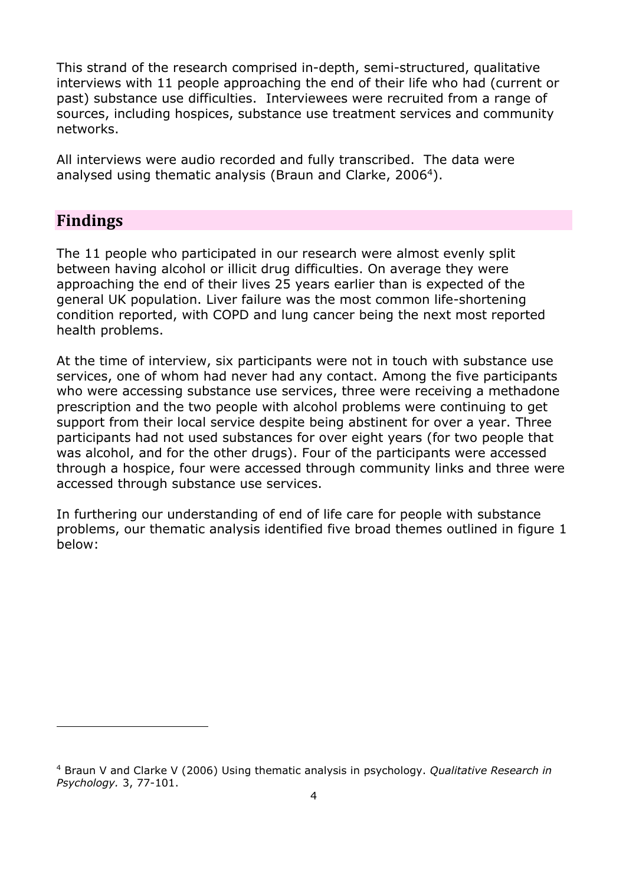This strand of the research comprised in-depth, semi-structured, qualitative interviews with 11 people approaching the end of their life who had (current or past) substance use difficulties. Interviewees were recruited from a range of sources, including hospices, substance use treatment services and community networks.

All interviews were audio recorded and fully transcribed. The data were analysed using thematic analysis (Braun and Clarke, 2006[4]).

## Findings

The 11 people who participated in our research were almost evenly split between having alcohol or illicit drug difficulties. On average they were approaching the end of their lives 25 years earlier than is expected of the general UK population. Liver failure was the most common life-shortening condition reported, with COPD and lung cancer being the next most reported health problems.

At the time of interview, six participants were not in touch with substance use services, one of whom had never had any contact. Among the five participants who were accessing substance use services, three were receiving a methadone prescription and the two people with alcohol problems were continuing to get support from their local service despite being abstinent for over a year. Three participants had not used substances for over eight years (for two people that was alcohol, and for the other drugs). Four of the participants were accessed through a hospice, four were accessed through community links and three were accessed through substance use services.

In furthering our understanding of end of life care for people with substance problems, our thematic analysis identified five broad themes outlined in figure 1 below:

---

[4] Braun V and Clarke V (2006) Using thematic analysis in psychology. *Qualitative Research in Psychology.* 3, 77-101.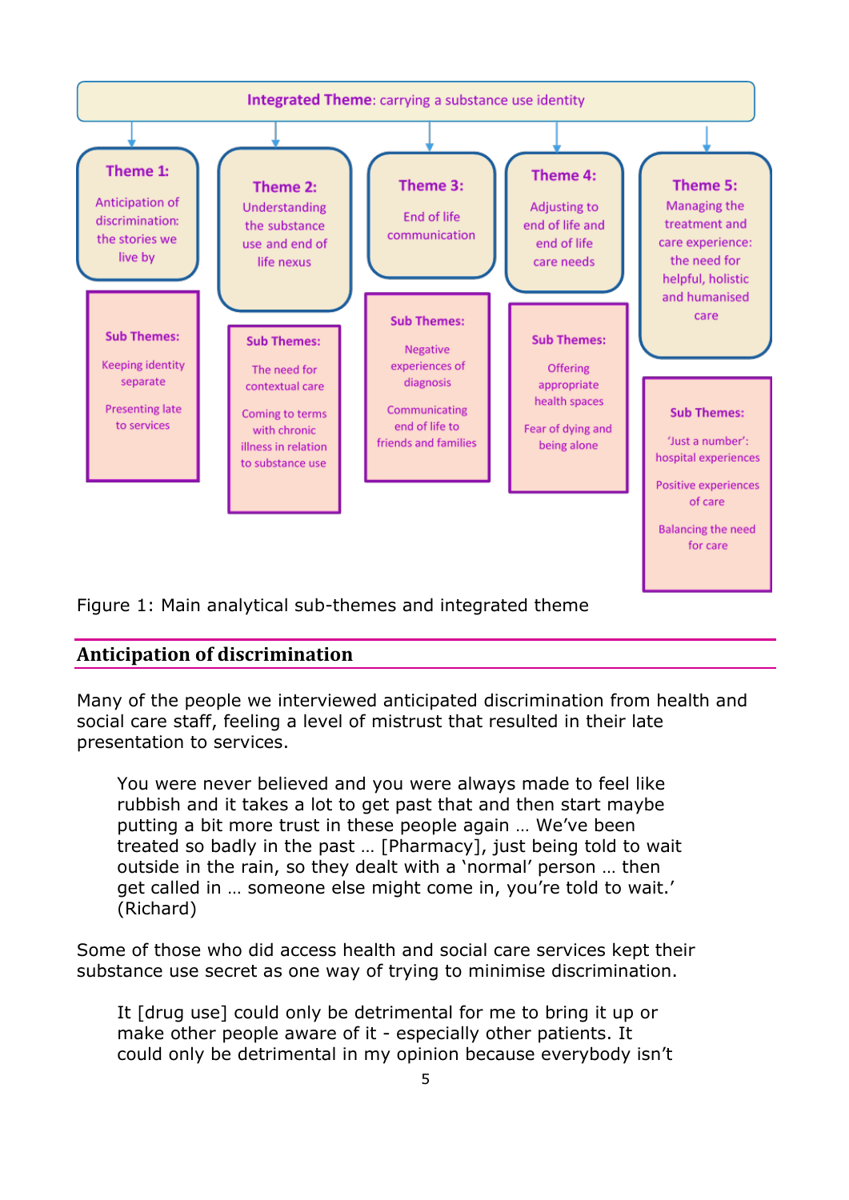Integrated Theme: carrying a substance use identity

Theme 1: Anticipation of discrimination: the stories we live by

Sub Themes: Keeping identity separate; Presenting late to services

Theme 2: Understanding the substance use and end of life nexus

Sub Themes: The need for contextual care; Coming to terms with chronic illness in relation to substance use

Theme 3: End of life communication

Sub Themes: Negative experiences of diagnosis; Communicating end of life to friends and families

Theme 4: Adjusting to end of life and end of life care needs

Sub Themes: Offering appropriate health spaces; Fear of dying and being alone

Theme 5: Managing the treatment and care experience: the need for helpful, holistic and humanised care

Sub Themes: 'Just a number': hospital experiences; Positive experiences of care; Balancing the need for care

Figure 1: Main analytical sub-themes and integrated theme

## Anticipation of discrimination

Many of the people we interviewed anticipated discrimination from health and social care staff, feeling a level of mistrust that resulted in their late presentation to services.

> You were never believed and you were always made to feel like rubbish and it takes a lot to get past that and then start maybe putting a bit more trust in these people again … We've been treated so badly in the past … [Pharmacy], just being told to wait outside in the rain, so they dealt with a 'normal' person … then get called in … someone else might come in, you're told to wait.' (Richard)

Some of those who did access health and social care services kept their substance use secret as one way of trying to minimise discrimination.

> It [drug use] could only be detrimental for me to bring it up or make other people aware of it - especially other patients. It could only be detrimental in my opinion because everybody isn't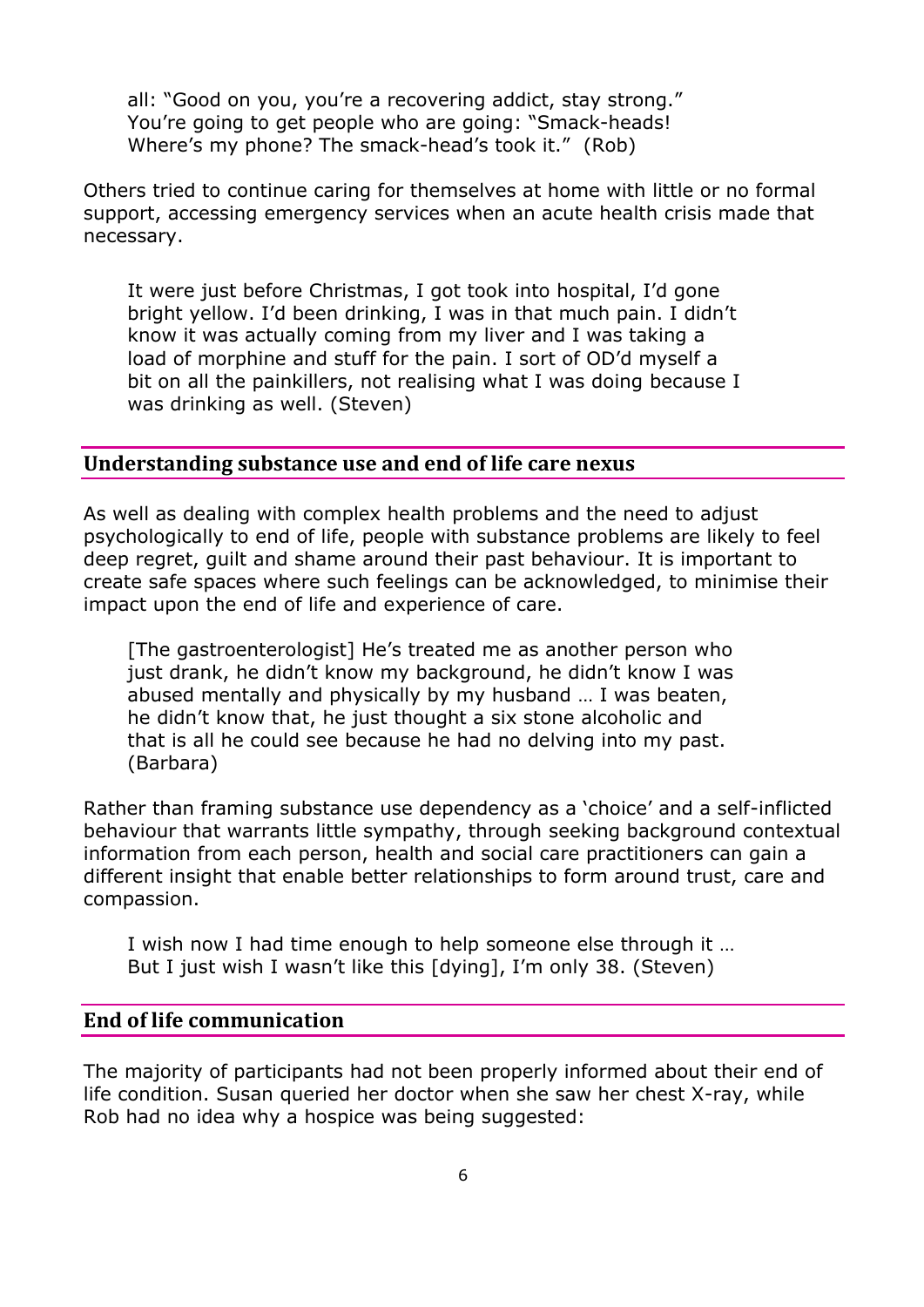> all: "Good on you, you're a recovering addict, stay strong." You're going to get people who are going: "Smack-heads! Where's my phone? The smack-head's took it." (Rob)

Others tried to continue caring for themselves at home with little or no formal support, accessing emergency services when an acute health crisis made that necessary.

> It were just before Christmas, I got took into hospital, I'd gone bright yellow. I'd been drinking, I was in that much pain. I didn't know it was actually coming from my liver and I was taking a load of morphine and stuff for the pain. I sort of OD'd myself a bit on all the painkillers, not realising what I was doing because I was drinking as well. (Steven)

## Understanding substance use and end of life care nexus

As well as dealing with complex health problems and the need to adjust psychologically to end of life, people with substance problems are likely to feel deep regret, guilt and shame around their past behaviour. It is important to create safe spaces where such feelings can be acknowledged, to minimise their impact upon the end of life and experience of care.

> [The gastroenterologist] He's treated me as another person who just drank, he didn't know my background, he didn't know I was abused mentally and physically by my husband … I was beaten, he didn't know that, he just thought a six stone alcoholic and that is all he could see because he had no delving into my past. (Barbara)

Rather than framing substance use dependency as a 'choice' and a self-inflicted behaviour that warrants little sympathy, through seeking background contextual information from each person, health and social care practitioners can gain a different insight that enable better relationships to form around trust, care and compassion.

> I wish now I had time enough to help someone else through it … But I just wish I wasn't like this [dying], I'm only 38. (Steven)

## End of life communication

The majority of participants had not been properly informed about their end of life condition. Susan queried her doctor when she saw her chest X-ray, while Rob had no idea why a hospice was being suggested: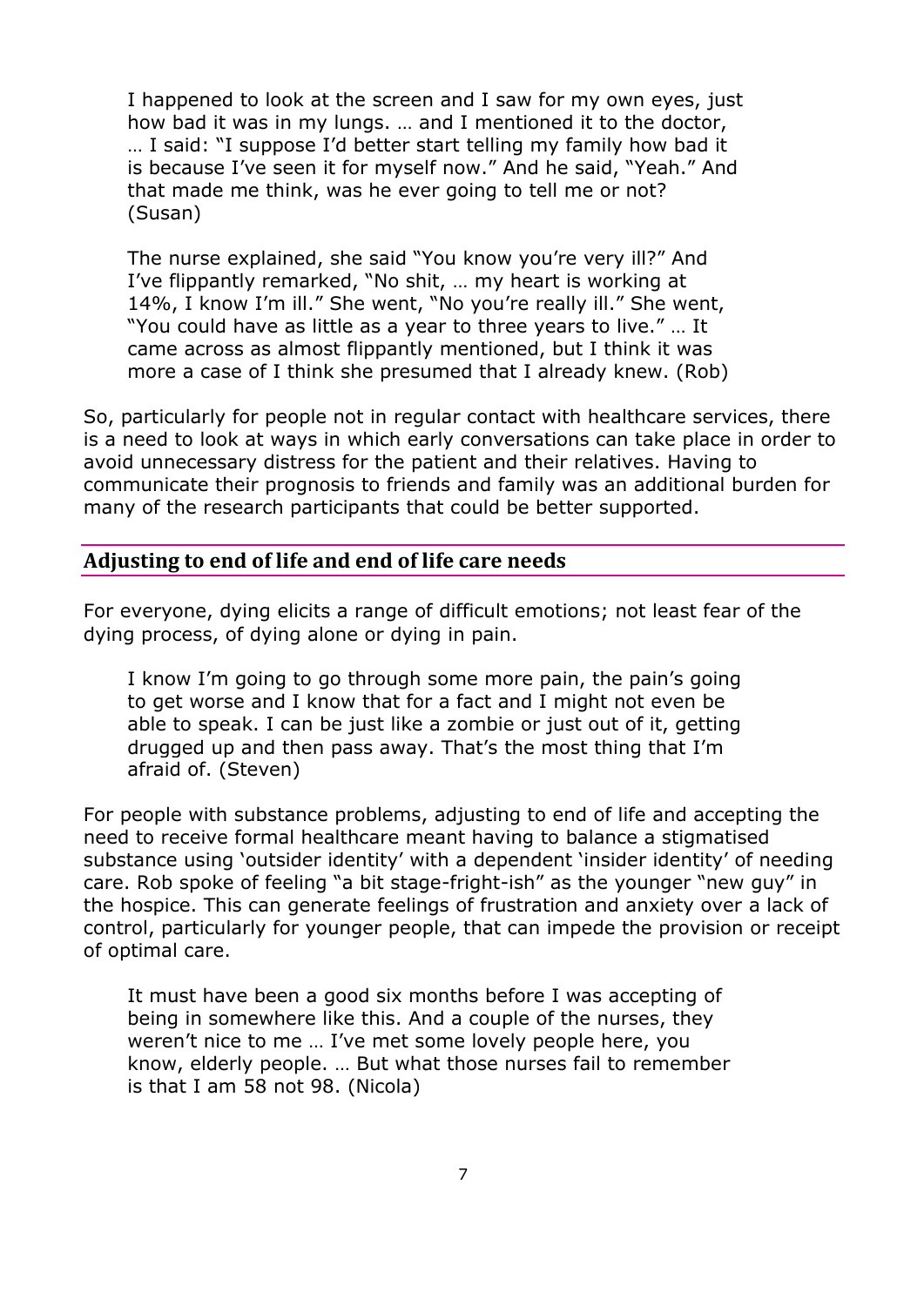> I happened to look at the screen and I saw for my own eyes, just how bad it was in my lungs. … and I mentioned it to the doctor, … I said: "I suppose I'd better start telling my family how bad it is because I've seen it for myself now." And he said, "Yeah." And that made me think, was he ever going to tell me or not? (Susan)

> The nurse explained, she said "You know you're very ill?" And I've flippantly remarked, "No shit, … my heart is working at 14%, I know I'm ill." She went, "No you're really ill." She went, "You could have as little as a year to three years to live." … It came across as almost flippantly mentioned, but I think it was more a case of I think she presumed that I already knew. (Rob)

So, particularly for people not in regular contact with healthcare services, there is a need to look at ways in which early conversations can take place in order to avoid unnecessary distress for the patient and their relatives. Having to communicate their prognosis to friends and family was an additional burden for many of the research participants that could be better supported.

## Adjusting to end of life and end of life care needs

For everyone, dying elicits a range of difficult emotions; not least fear of the dying process, of dying alone or dying in pain.

> I know I'm going to go through some more pain, the pain's going to get worse and I know that for a fact and I might not even be able to speak. I can be just like a zombie or just out of it, getting drugged up and then pass away. That's the most thing that I'm afraid of. (Steven)

For people with substance problems, adjusting to end of life and accepting the need to receive formal healthcare meant having to balance a stigmatised substance using 'outsider identity' with a dependent 'insider identity' of needing care. Rob spoke of feeling "a bit stage-fright-ish" as the younger "new guy" in the hospice. This can generate feelings of frustration and anxiety over a lack of control, particularly for younger people, that can impede the provision or receipt of optimal care.

> It must have been a good six months before I was accepting of being in somewhere like this. And a couple of the nurses, they weren't nice to me … I've met some lovely people here, you know, elderly people. … But what those nurses fail to remember is that I am 58 not 98. (Nicola)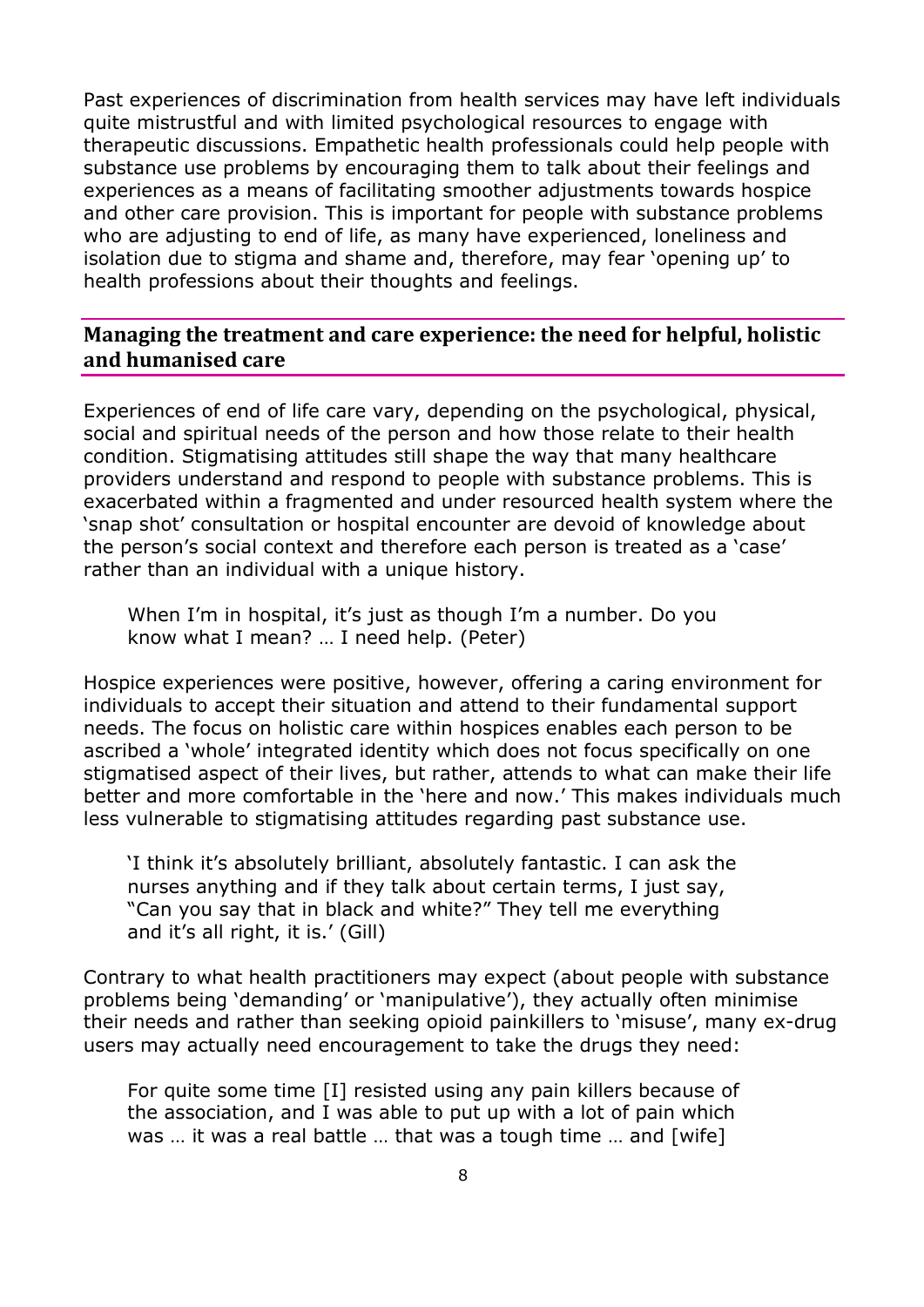Past experiences of discrimination from health services may have left individuals quite mistrustful and with limited psychological resources to engage with therapeutic discussions. Empathetic health professionals could help people with substance use problems by encouraging them to talk about their feelings and experiences as a means of facilitating smoother adjustments towards hospice and other care provision. This is important for people with substance problems who are adjusting to end of life, as many have experienced, loneliness and isolation due to stigma and shame and, therefore, may fear 'opening up' to health professions about their thoughts and feelings.

## Managing the treatment and care experience: the need for helpful, holistic and humanised care

Experiences of end of life care vary, depending on the psychological, physical, social and spiritual needs of the person and how those relate to their health condition. Stigmatising attitudes still shape the way that many healthcare providers understand and respond to people with substance problems. This is exacerbated within a fragmented and under resourced health system where the 'snap shot' consultation or hospital encounter are devoid of knowledge about the person's social context and therefore each person is treated as a 'case' rather than an individual with a unique history.

> When I'm in hospital, it's just as though I'm a number. Do you know what I mean? … I need help. (Peter)

Hospice experiences were positive, however, offering a caring environment for individuals to accept their situation and attend to their fundamental support needs. The focus on holistic care within hospices enables each person to be ascribed a 'whole' integrated identity which does not focus specifically on one stigmatised aspect of their lives, but rather, attends to what can make their life better and more comfortable in the 'here and now.' This makes individuals much less vulnerable to stigmatising attitudes regarding past substance use.

> 'I think it's absolutely brilliant, absolutely fantastic. I can ask the nurses anything and if they talk about certain terms, I just say, "Can you say that in black and white?" They tell me everything and it's all right, it is.' (Gill)

Contrary to what health practitioners may expect (about people with substance problems being 'demanding' or 'manipulative'), they actually often minimise their needs and rather than seeking opioid painkillers to 'misuse', many ex-drug users may actually need encouragement to take the drugs they need:

> For quite some time [I] resisted using any pain killers because of the association, and I was able to put up with a lot of pain which was … it was a real battle … that was a tough time … and [wife]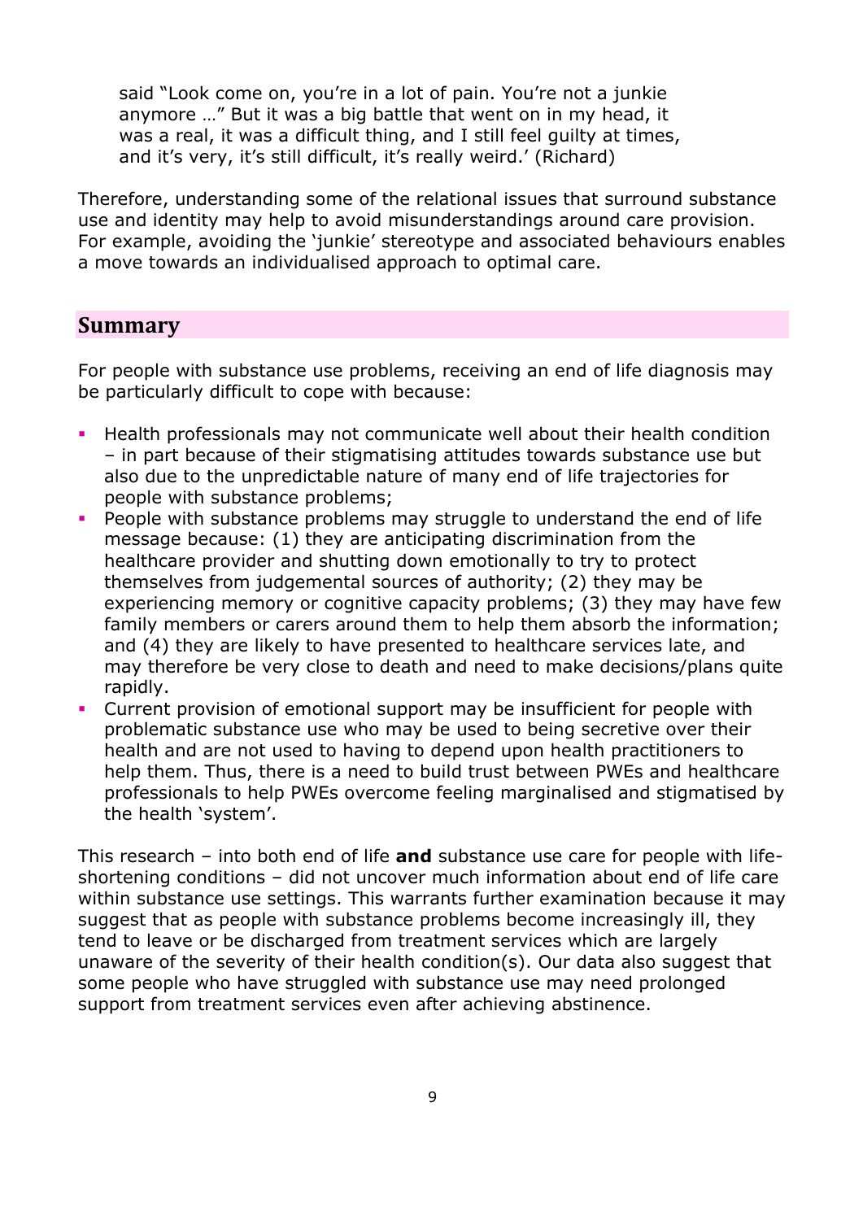said "Look come on, you're in a lot of pain. You're not a junkie anymore …" But it was a big battle that went on in my head, it was a real, it was a difficult thing, and I still feel guilty at times, and it's very, it's still difficult, it's really weird.' (Richard)

Therefore, understanding some of the relational issues that surround substance use and identity may help to avoid misunderstandings around care provision. For example, avoiding the 'junkie' stereotype and associated behaviours enables a move towards an individualised approach to optimal care.

## Summary

For people with substance use problems, receiving an end of life diagnosis may be particularly difficult to cope with because:

- Health professionals may not communicate well about their health condition – in part because of their stigmatising attitudes towards substance use but also due to the unpredictable nature of many end of life trajectories for people with substance problems;
- People with substance problems may struggle to understand the end of life message because: (1) they are anticipating discrimination from the healthcare provider and shutting down emotionally to try to protect themselves from judgemental sources of authority; (2) they may be experiencing memory or cognitive capacity problems; (3) they may have few family members or carers around them to help them absorb the information; and (4) they are likely to have presented to healthcare services late, and may therefore be very close to death and need to make decisions/plans quite rapidly.
- Current provision of emotional support may be insufficient for people with problematic substance use who may be used to being secretive over their health and are not used to having to depend upon health practitioners to help them. Thus, there is a need to build trust between PWEs and healthcare professionals to help PWEs overcome feeling marginalised and stigmatised by the health 'system'.

This research – into both end of life **and** substance use care for people with life-shortening conditions – did not uncover much information about end of life care within substance use settings. This warrants further examination because it may suggest that as people with substance problems become increasingly ill, they tend to leave or be discharged from treatment services which are largely unaware of the severity of their health condition(s). Our data also suggest that some people who have struggled with substance use may need prolonged support from treatment services even after achieving abstinence.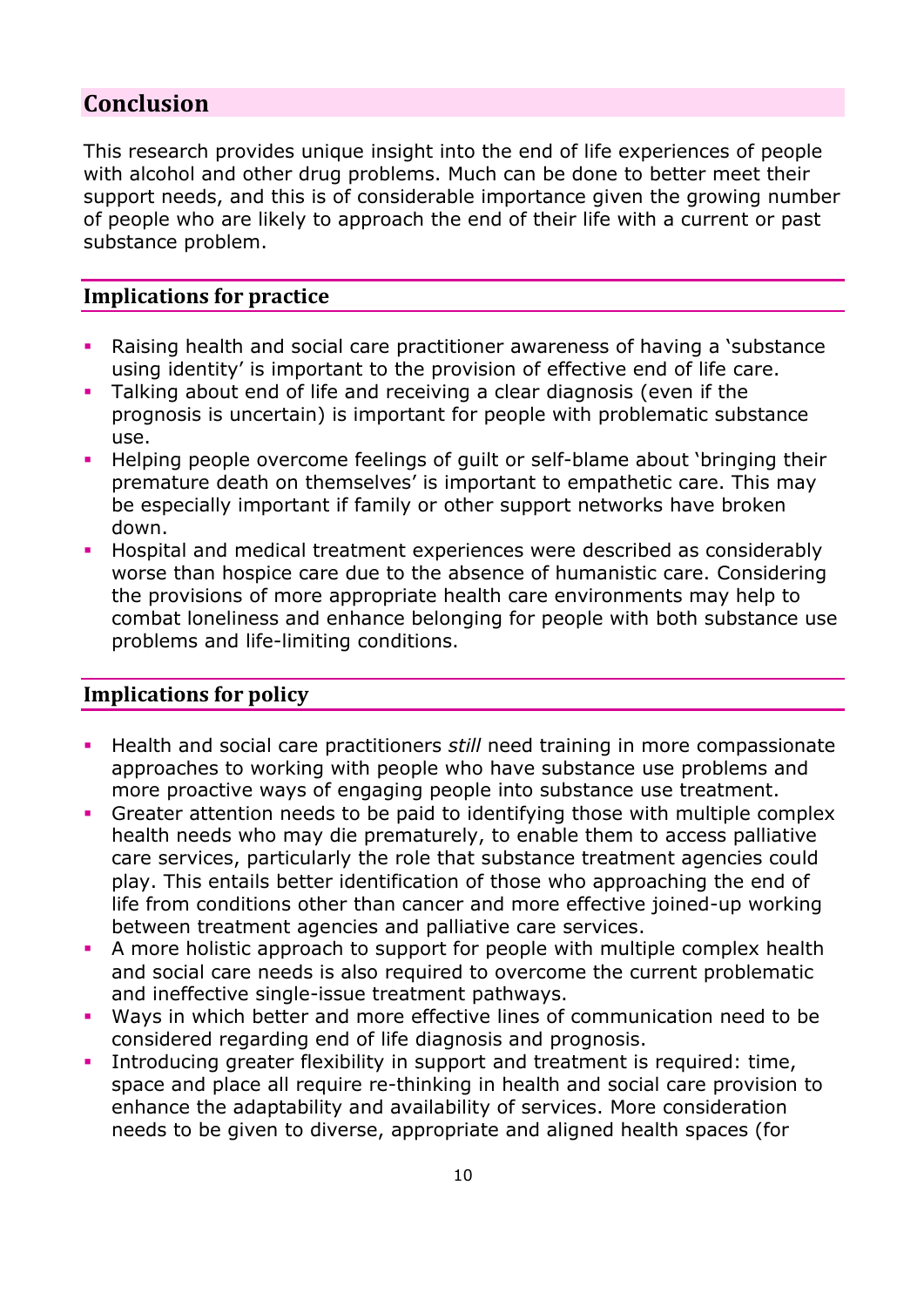## Conclusion

This research provides unique insight into the end of life experiences of people with alcohol and other drug problems. Much can be done to better meet their support needs, and this is of considerable importance given the growing number of people who are likely to approach the end of their life with a current or past substance problem.

### Implications for practice

- Raising health and social care practitioner awareness of having a 'substance using identity' is important to the provision of effective end of life care.
- Talking about end of life and receiving a clear diagnosis (even if the prognosis is uncertain) is important for people with problematic substance use.
- Helping people overcome feelings of guilt or self-blame about 'bringing their premature death on themselves' is important to empathetic care. This may be especially important if family or other support networks have broken down.
- Hospital and medical treatment experiences were described as considerably worse than hospice care due to the absence of humanistic care. Considering the provisions of more appropriate health care environments may help to combat loneliness and enhance belonging for people with both substance use problems and life-limiting conditions.

### Implications for policy

- Health and social care practitioners *still* need training in more compassionate approaches to working with people who have substance use problems and more proactive ways of engaging people into substance use treatment.
- Greater attention needs to be paid to identifying those with multiple complex health needs who may die prematurely, to enable them to access palliative care services, particularly the role that substance treatment agencies could play. This entails better identification of those who approaching the end of life from conditions other than cancer and more effective joined-up working between treatment agencies and palliative care services.
- A more holistic approach to support for people with multiple complex health and social care needs is also required to overcome the current problematic and ineffective single-issue treatment pathways.
- Ways in which better and more effective lines of communication need to be considered regarding end of life diagnosis and prognosis.
- Introducing greater flexibility in support and treatment is required: time, space and place all require re-thinking in health and social care provision to enhance the adaptability and availability of services. More consideration needs to be given to diverse, appropriate and aligned health spaces (for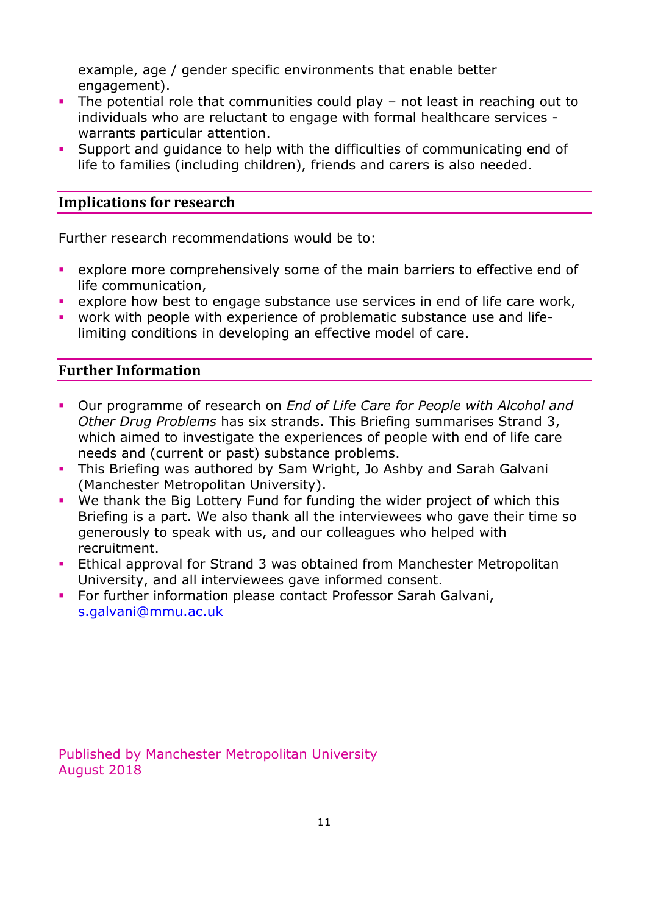example, age / gender specific environments that enable better engagement).
- The potential role that communities could play – not least in reaching out to individuals who are reluctant to engage with formal healthcare services - warrants particular attention.
- Support and guidance to help with the difficulties of communicating end of life to families (including children), friends and carers is also needed.

## Implications for research

Further research recommendations would be to:

- explore more comprehensively some of the main barriers to effective end of life communication,
- explore how best to engage substance use services in end of life care work,
- work with people with experience of problematic substance use and life-limiting conditions in developing an effective model of care.

## Further Information

- Our programme of research on *End of Life Care for People with Alcohol and Other Drug Problems* has six strands. This Briefing summarises Strand 3, which aimed to investigate the experiences of people with end of life care needs and (current or past) substance problems.
- This Briefing was authored by Sam Wright, Jo Ashby and Sarah Galvani (Manchester Metropolitan University).
- We thank the Big Lottery Fund for funding the wider project of which this Briefing is a part. We also thank all the interviewees who gave their time so generously to speak with us, and our colleagues who helped with recruitment.
- Ethical approval for Strand 3 was obtained from Manchester Metropolitan University, and all interviewees gave informed consent.
- For further information please contact Professor Sarah Galvani, s.galvani@mmu.ac.uk

Published by Manchester Metropolitan University
August 2018